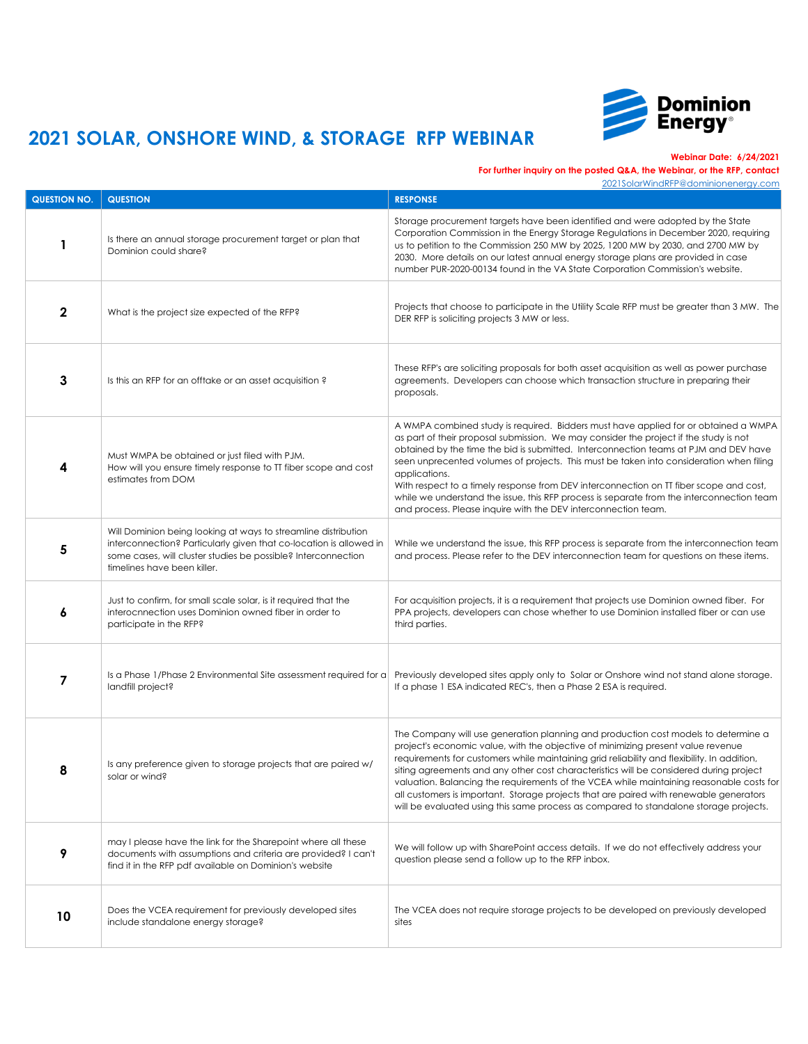# 2021 SOLAR, ONSHORE WIND, & STORAGE RFP WEBINAR

**Webinar Date: 6/24/2021**

**For further inquiry on the posted Q&A, the Webinar, or the RFP, contact**
2021SolarWindRFP@dominionenergy.com

| QUESTION NO. | QUESTION | RESPONSE |
|---|---|---|
| 1 | Is there an annual storage procurement target or plan that Dominion could share? | Storage procurement targets have been identified and were adopted by the State Corporation Commission in the Energy Storage Regulations in December 2020, requiring us to petition to the Commission 250 MW by 2025, 1200 MW by 2030, and 2700 MW by 2030. More details on our latest annual energy storage plans are provided in case number PUR-2020-00134 found in the VA State Corporation Commission's website. |
| 2 | What is the project size expected of the RFP? | Projects that choose to participate in the Utility Scale RFP must be greater than 3 MW. The DER RFP is soliciting projects 3 MW or less. |
| 3 | Is this an RFP for an offtake or an asset acquisition ? | These RFP's are soliciting proposals for both asset acquisition as well as power purchase agreements. Developers can choose which transaction structure in preparing their proposals. |
| 4 | Must WMPA be obtained or just filed with PJM.<br>How will you ensure timely response to TT fiber scope and cost estimates from DOM | A WMPA combined study is required. Bidders must have applied for or obtained a WMPA as part of their proposal submission. We may consider the project if the study is not obtained by the time the bid is submitted. Interconnection teams at PJM and DEV have seen unprecented volumes of projects. This must be taken into consideration when filing applications.<br>With respect to a timely response from DEV interconnection on TT fiber scope and cost, while we understand the issue, this RFP process is separate from the interconnection team and process. Please inquire with the DEV interconnection team. |
| 5 | Will Dominion being looking at ways to streamline distribution interconnection? Particularly given that co-location is allowed in some cases, will cluster studies be possible? Interconnection timelines have been killer. | While we understand the issue, this RFP process is separate from the interconnection team and process. Please refer to the DEV interconnection team for questions on these items. |
| 6 | Just to confirm, for small scale solar, is it required that the interocnnection uses Dominion owned fiber in order to participate in the RFP? | For acquisition projects, it is a requirement that projects use Dominion owned fiber. For PPA projects, developers can chose whether to use Dominion installed fiber or can use third parties. |
| 7 | Is a Phase 1/Phase 2 Environmental Site assessment required for a landfill project? | Previously developed sites apply only to Solar or Onshore wind not stand alone storage. If a phase 1 ESA indicated REC's, then a Phase 2 ESA is required. |
| 8 | Is any preference given to storage projects that are paired w/ solar or wind? | The Company will use generation planning and production cost models to determine a project's economic value, with the objective of minimizing present value revenue requirements for customers while maintaining grid reliability and flexibility. In addition, siting agreements and any other cost characteristics will be considered during project valuation. Balancing the requirements of the VCEA while maintaining reasonable costs for all customers is important. Storage projects that are paired with renewable generators will be evaluated using this same process as compared to standalone storage projects. |
| 9 | may I please have the link for the Sharepoint where all these documents with assumptions and criteria are provided? I can't find it in the RFP pdf available on Dominion's website | We will follow up with SharePoint access details. If we do not effectively address your question please send a follow up to the RFP inbox. |
| 10 | Does the VCEA requirement for previously developed sites include standalone energy storage? | The VCEA does not require storage projects to be developed on previously developed sites |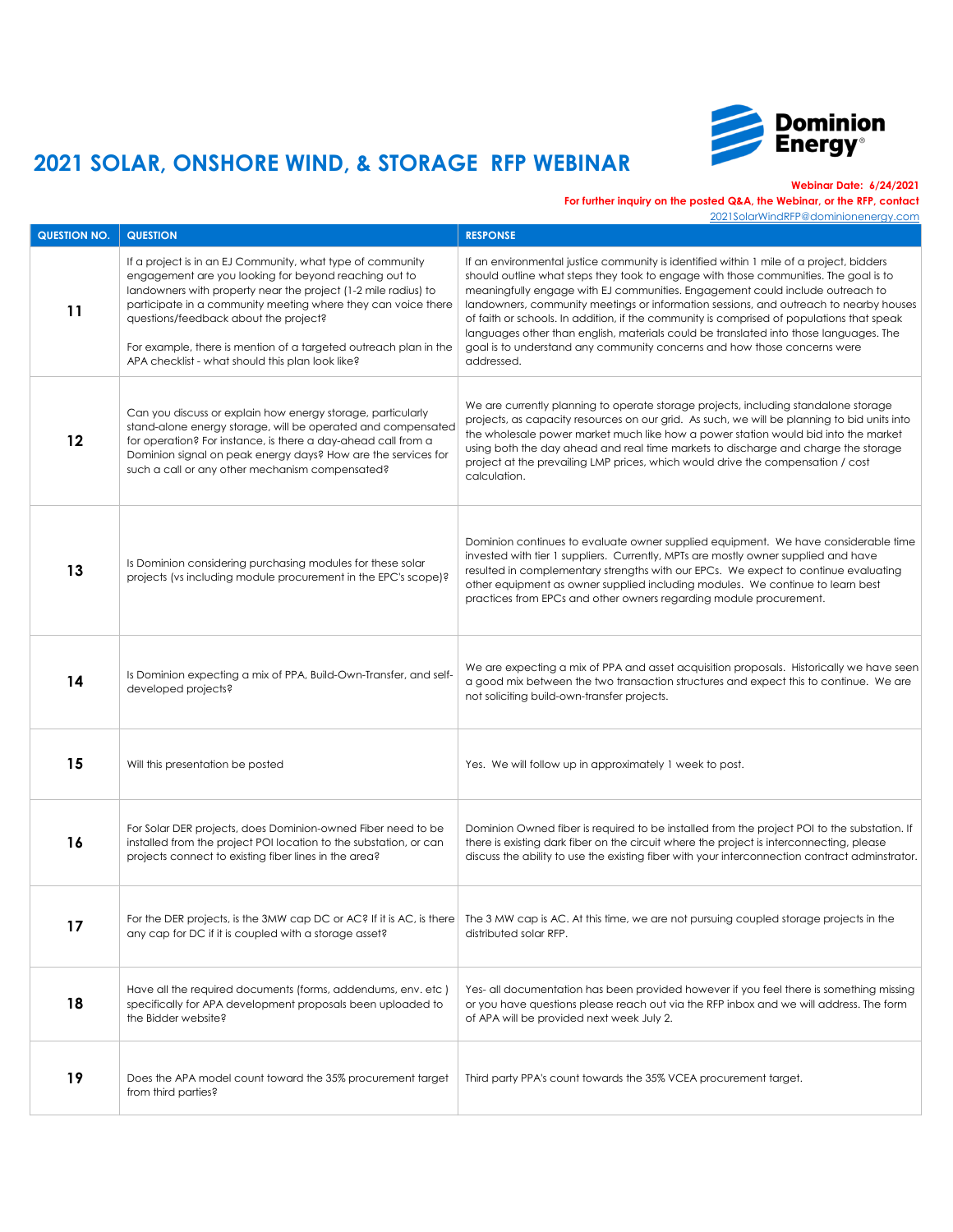# 2021 SOLAR, ONSHORE WIND, & STORAGE RFP WEBINAR

**Webinar Date: 6/24/2021**

**For further inquiry on the posted Q&A, the Webinar, or the RFP, contact**
2021SolarWindRFP@dominionenergy.com

| QUESTION NO. | QUESTION | RESPONSE |
|---|---|---|
| **11** | If a project is in an EJ Community, what type of community engagement are you looking for beyond reaching out to landowners with property near the project (1-2 mile radius) to participate in a community meeting where they can voice there questions/feedback about the project?<br><br>For example, there is mention of a targeted outreach plan in the APA checklist - what should this plan look like? | If an environmental justice community is identified within 1 mile of a project, bidders should outline what steps they took to engage with those communities. The goal is to meaningfully engage with EJ communities. Engagement could include outreach to landowners, community meetings or information sessions, and outreach to nearby houses of faith or schools. In addition, if the community is comprised of populations that speak languages other than english, materials could be translated into those languages. The goal is to understand any community concerns and how those concerns were addressed. |
| **12** | Can you discuss or explain how energy storage, particularly stand-alone energy storage, will be operated and compensated for operation? For instance, is there a day-ahead call from a Dominion signal on peak energy days? How are the services for such a call or any other mechanism compensated? | We are currently planning to operate storage projects, including standalone storage projects, as capacity resources on our grid. As such, we will be planning to bid units into the wholesale power market much like how a power station would bid into the market using both the day ahead and real time markets to discharge and charge the storage project at the prevailing LMP prices, which would drive the compensation / cost calculation. |
| **13** | Is Dominion considering purchasing modules for these solar projects (vs including module procurement in the EPC's scope)? | Dominion continues to evaluate owner supplied equipment. We have considerable time invested with tier 1 suppliers. Currently, MPTs are mostly owner supplied and have resulted in complementary strengths with our EPCs. We expect to continue evaluating other equipment as owner supplied including modules. We continue to learn best practices from EPCs and other owners regarding module procurement. |
| **14** | Is Dominion expecting a mix of PPA, Build-Own-Transfer, and self-developed projects? | We are expecting a mix of PPA and asset acquisition proposals. Historically we have seen a good mix between the two transaction structures and expect this to continue. We are not soliciting build-own-transfer projects. |
| **15** | Will this presentation be posted | Yes. We will follow up in approximately 1 week to post. |
| **16** | For Solar DER projects, does Dominion-owned Fiber need to be installed from the project POI location to the substation, or can projects connect to existing fiber lines in the area? | Dominion Owned fiber is required to be installed from the project POI to the substation. If there is existing dark fiber on the circuit where the project is interconnecting, please discuss the ability to use the existing fiber with your interconnection contract adminstrator. |
| **17** | For the DER projects, is the 3MW cap DC or AC? If it is AC, is there any cap for DC if it is coupled with a storage asset? | The 3 MW cap is AC. At this time, we are not pursuing coupled storage projects in the distributed solar RFP. |
| **18** | Have all the required documents (forms, addendums, env. etc ) specifically for APA development proposals been uploaded to the Bidder website? | Yes- all documentation has been provided however if you feel there is something missing or you have questions please reach out via the RFP inbox and we will address. The form of APA will be provided next week July 2. |
| **19** | Does the APA model count toward the 35% procurement target from third parties? | Third party PPA's count towards the 35% VCEA procurement target. |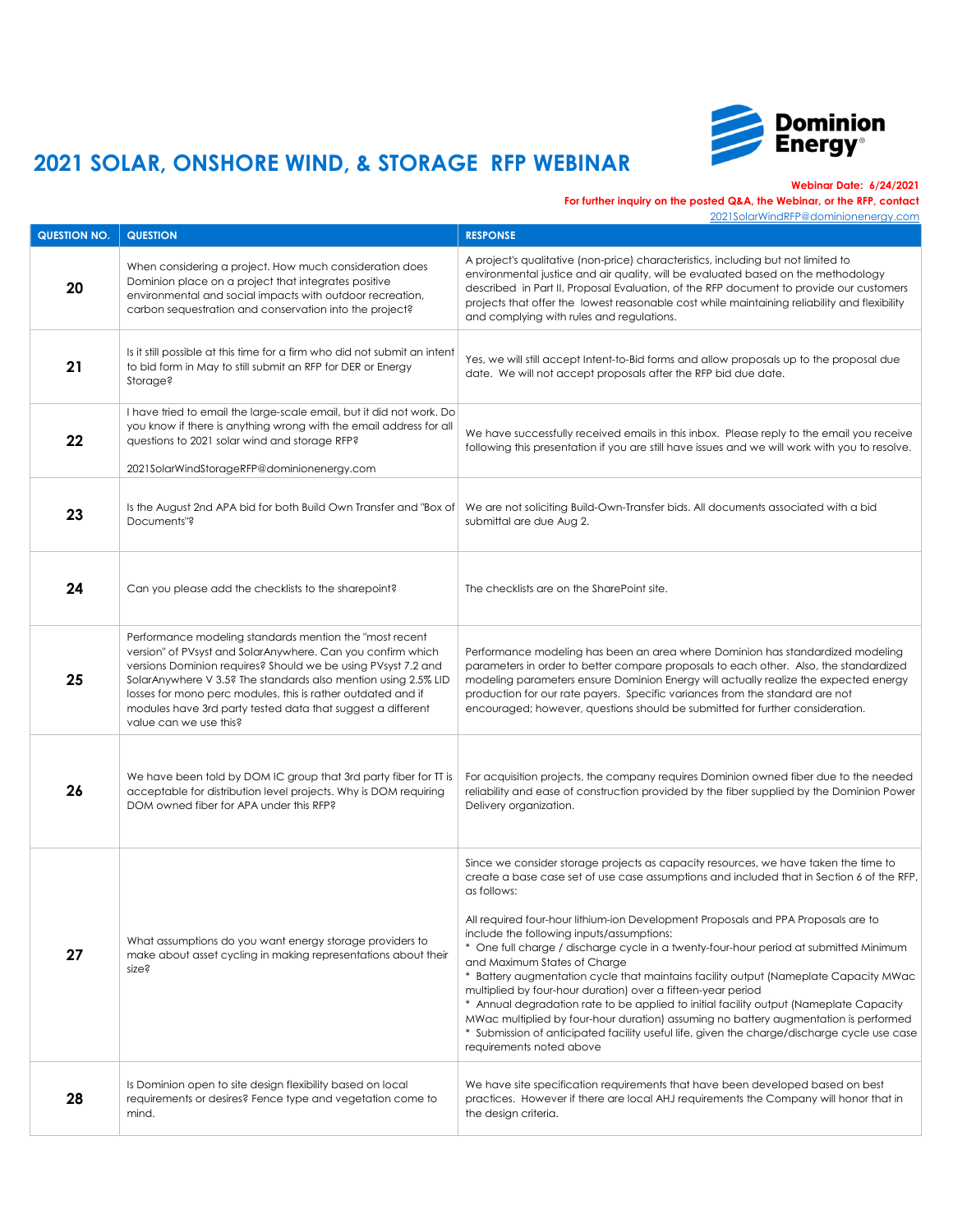# 2021 SOLAR, ONSHORE WIND, & STORAGE RFP WEBINAR

**Webinar Date: 6/24/2021**

**For further inquiry on the posted Q&A, the Webinar, or the RFP, contact** 2021SolarWindRFP@dominionenergy.com

| QUESTION NO. | QUESTION | RESPONSE |
|---|---|---|
| **20** | When considering a project. How much consideration does Dominion place on a project that integrates positive environmental and social impacts with outdoor recreation, carbon sequestration and conservation into the project? | A project's qualitative (non-price) characteristics, including but not limited to environmental justice and air quality, will be evaluated based on the methodology described in Part II, Proposal Evaluation, of the RFP document to provide our customers projects that offer the lowest reasonable cost while maintaining reliability and flexibility and complying with rules and regulations. |
| **21** | Is it still possible at this time for a firm who did not submit an intent to bid form in May to still submit an RFP for DER or Energy Storage? | Yes, we will still accept Intent-to-Bid forms and allow proposals up to the proposal due date. We will not accept proposals after the RFP bid due date. |
| **22** | I have tried to email the large-scale email, but it did not work. Do you know if there is anything wrong with the email address for all questions to 2021 solar wind and storage RFP?<br><br>2021SolarWindStorageRFP@dominionenergy.com | We have successfully received emails in this inbox. Please reply to the email you receive following this presentation if you are still have issues and we will work with you to resolve. |
| **23** | Is the August 2nd APA bid for both Build Own Transfer and "Box of Documents"? | We are not soliciting Build-Own-Transfer bids. All documents associated with a bid submittal are due Aug 2. |
| **24** | Can you please add the checklists to the sharepoint? | The checklists are on the SharePoint site. |
| **25** | Performance modeling standards mention the "most recent version" of PVsyst and SolarAnywhere. Can you confirm which versions Dominion requires? Should we be using PVsyst 7.2 and SolarAnywhere V 3.5? The standards also mention using 2.5% LID losses for mono perc modules, this is rather outdated and if modules have 3rd party tested data that suggest a different value can we use this? | Performance modeling has been an area where Dominion has standardized modeling parameters in order to better compare proposals to each other. Also, the standardized modeling parameters ensure Dominion Energy will actually realize the expected energy production for our rate payers. Specific variances from the standard are not encouraged; however, questions should be submitted for further consideration. |
| **26** | We have been told by DOM IC group that 3rd party fiber for TT is acceptable for distribution level projects. Why is DOM requiring DOM owned fiber for APA under this RFP? | For acquisition projects, the company requires Dominion owned fiber due to the needed reliability and ease of construction provided by the fiber supplied by the Dominion Power Delivery organization. |
| **27** | What assumptions do you want energy storage providers to make about asset cycling in making representations about their size? | Since we consider storage projects as capacity resources, we have taken the time to create a base case set of use case assumptions and included that in Section 6 of the RFP, as follows:<br><br>All required four-hour lithium-ion Development Proposals and PPA Proposals are to include the following inputs/assumptions:<br>* One full charge / discharge cycle in a twenty-four-hour period at submitted Minimum and Maximum States of Charge<br>* Battery augmentation cycle that maintains facility output (Nameplate Capacity MWac multiplied by four-hour duration) over a fifteen-year period<br>* Annual degradation rate to be applied to initial facility output (Nameplate Capacity MWac multiplied by four-hour duration) assuming no battery augmentation is performed<br>* Submission of anticipated facility useful life, given the charge/discharge cycle use case requirements noted above |
| **28** | Is Dominion open to site design flexibility based on local requirements or desires? Fence type and vegetation come to mind. | We have site specification requirements that have been developed based on best practices. However if there are local AHJ requirements the Company will honor that in the design criteria. |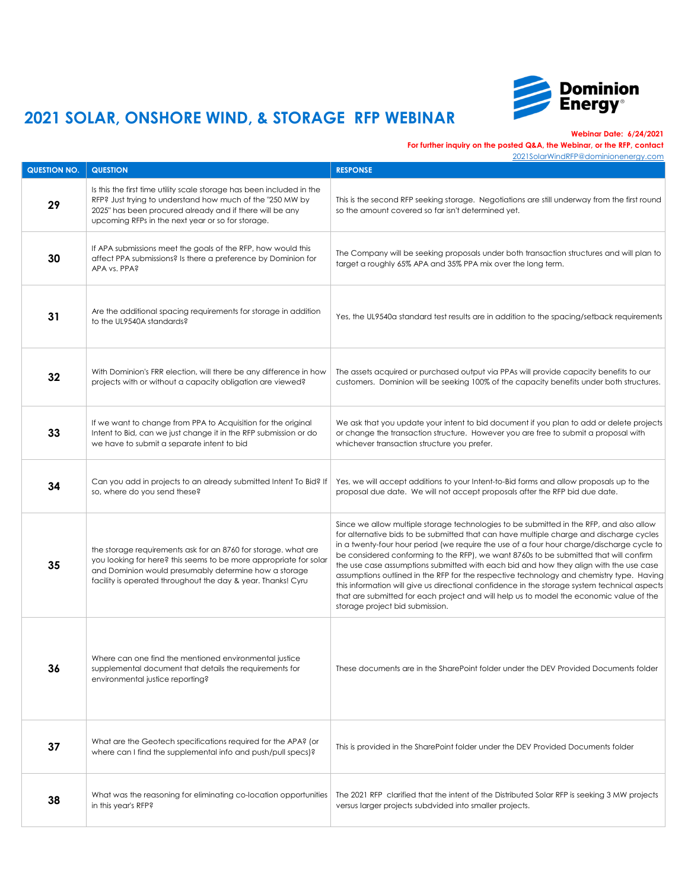# 2021 SOLAR, ONSHORE WIND, & STORAGE RFP WEBINAR

**Webinar Date: 6/24/2021**

**For further inquiry on the posted Q&A, the Webinar, or the RFP, contact**
2021SolarWindRFP@dominionenergy.com

| QUESTION NO. | QUESTION | RESPONSE |
|---|---|---|
| **29** | Is this the first time utility scale storage has been included in the RFP? Just trying to understand how much of the "250 MW by 2025" has been procured already and if there will be any upcoming RFPs in the next year or so for storage. | This is the second RFP seeking storage. Negotiations are still underway from the first round so the amount covered so far isn't determined yet. |
| **30** | If APA submissions meet the goals of the RFP, how would this affect PPA submissions? Is there a preference by Dominion for APA vs. PPA? | The Company will be seeking proposals under both transaction structures and will plan to target a roughly 65% APA and 35% PPA mix over the long term. |
| **31** | Are the additional spacing requirements for storage in addition to the UL9540A standards? | Yes, the UL9540a standard test results are in addition to the spacing/setback requirements |
| **32** | With Dominion's FRR election, will there be any difference in how projects with or without a capacity obligation are viewed? | The assets acquired or purchased output via PPAs will provide capacity benefits to our customers. Dominion will be seeking 100% of the capacity benefits under both structures. |
| **33** | If we want to change from PPA to Acquisition for the original Intent to Bid, can we just change it in the RFP submission or do we have to submit a separate intent to bid | We ask that you update your intent to bid document if you plan to add or delete projects or change the transaction structure. However you are free to submit a proposal with whichever transaction structure you prefer. |
| **34** | Can you add in projects to an already submitted Intent To Bid? If so, where do you send these? | Yes, we will accept additions to your Intent-to-Bid forms and allow proposals up to the proposal due date. We will not accept proposals after the RFP bid due date. |
| **35** | the storage requirements ask for an 8760 for storage. what are you looking for here? this seems to be more appropriate for solar and Dominion would presumably determine how a storage facility is operated throughout the day & year. Thanks! Cyru | Since we allow multiple storage technologies to be submitted in the RFP, and also allow for alternative bids to be submitted that can have multiple charge and discharge cycles in a twenty-four hour period (we require the use of a four hour charge/discharge cycle to be considered conforming to the RFP), we want 8760s to be submitted that will confirm the use case assumptions submitted with each bid and how they align with the use case assumptions outlined in the RFP for the respective technology and chemistry type. Having this information will give us directional confidence in the storage system technical aspects that are submitted for each project and will help us to model the economic value of the storage project bid submission. |
| **36** | Where can one find the mentioned environmental justice supplemental document that details the requirements for environmental justice reporting? | These documents are in the SharePoint folder under the DEV Provided Documents folder |
| **37** | What are the Geotech specifications required for the APA? (or where can I find the supplemental info and push/pull specs)? | This is provided in the SharePoint folder under the DEV Provided Documents folder |
| **38** | What was the reasoning for eliminating co-location opportunities in this year's RFP? | The 2021 RFP clarified that the intent of the Distributed Solar RFP is seeking 3 MW projects versus larger projects subdvided into smaller projects. |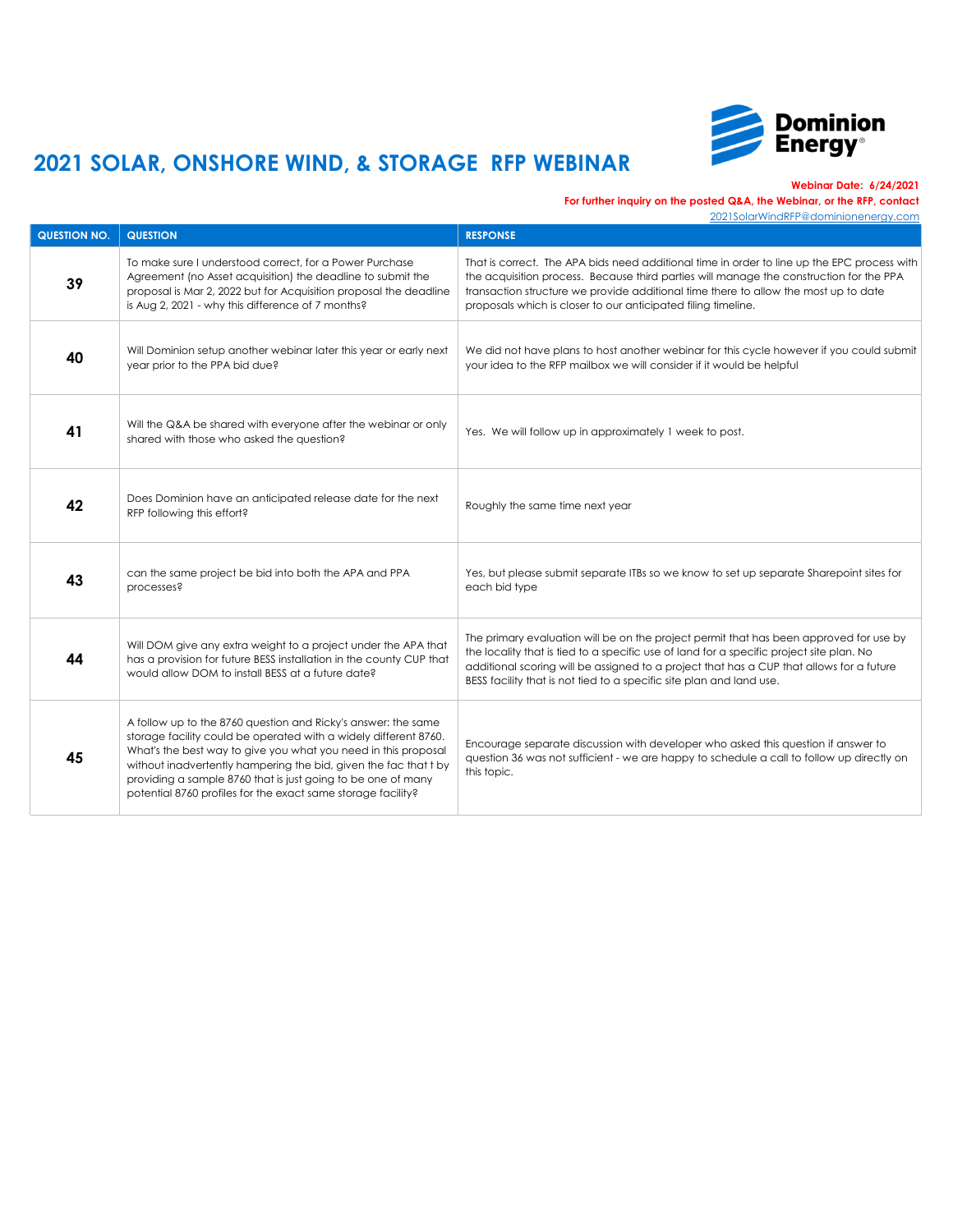# 2021 SOLAR, ONSHORE WIND, & STORAGE RFP WEBINAR

Dominion Energy®

**Webinar Date: 6/24/2021**

**For further inquiry on the posted Q&A, the Webinar, or the RFP, contact**
2021SolarWindRFP@dominionenergy.com

| QUESTION NO. | QUESTION | RESPONSE |
|---|---|---|
| **39** | To make sure I understood correct, for a Power Purchase Agreement (no Asset acquisition) the deadline to submit the proposal is Mar 2, 2022 but for Acquisition proposal the deadline is Aug 2, 2021 - why this difference of 7 months? | That is correct. The APA bids need additional time in order to line up the EPC process with the acquisition process. Because third parties will manage the construction for the PPA transaction structure we provide additional time there to allow the most up to date proposals which is closer to our anticipated filing timeline. |
| **40** | Will Dominion setup another webinar later this year or early next year prior to the PPA bid due? | We did not have plans to host another webinar for this cycle however if you could submit your idea to the RFP mailbox we will consider if it would be helpful |
| **41** | Will the Q&A be shared with everyone after the webinar or only shared with those who asked the question? | Yes. We will follow up in approximately 1 week to post. |
| **42** | Does Dominion have an anticipated release date for the next RFP following this effort? | Roughly the same time next year |
| **43** | can the same project be bid into both the APA and PPA processes? | Yes, but please submit separate ITBs so we know to set up separate Sharepoint sites for each bid type |
| **44** | Will DOM give any extra weight to a project under the APA that has a provision for future BESS installation in the county CUP that would allow DOM to install BESS at a future date? | The primary evaluation will be on the project permit that has been approved for use by the locality that is tied to a specific use of land for a specific project site plan. No additional scoring will be assigned to a project that has a CUP that allows for a future BESS facility that is not tied to a specific site plan and land use. |
| **45** | A follow up to the 8760 question and Ricky's answer: the same storage facility could be operated with a widely different 8760. What's the best way to give you what you need in this proposal without inadvertently hampering the bid, given the fac that t by providing a sample 8760 that is just going to be one of many potential 8760 profiles for the exact same storage facility? | Encourage separate discussion with developer who asked this question if answer to question 36 was not sufficient - we are happy to schedule a call to follow up directly on this topic. |